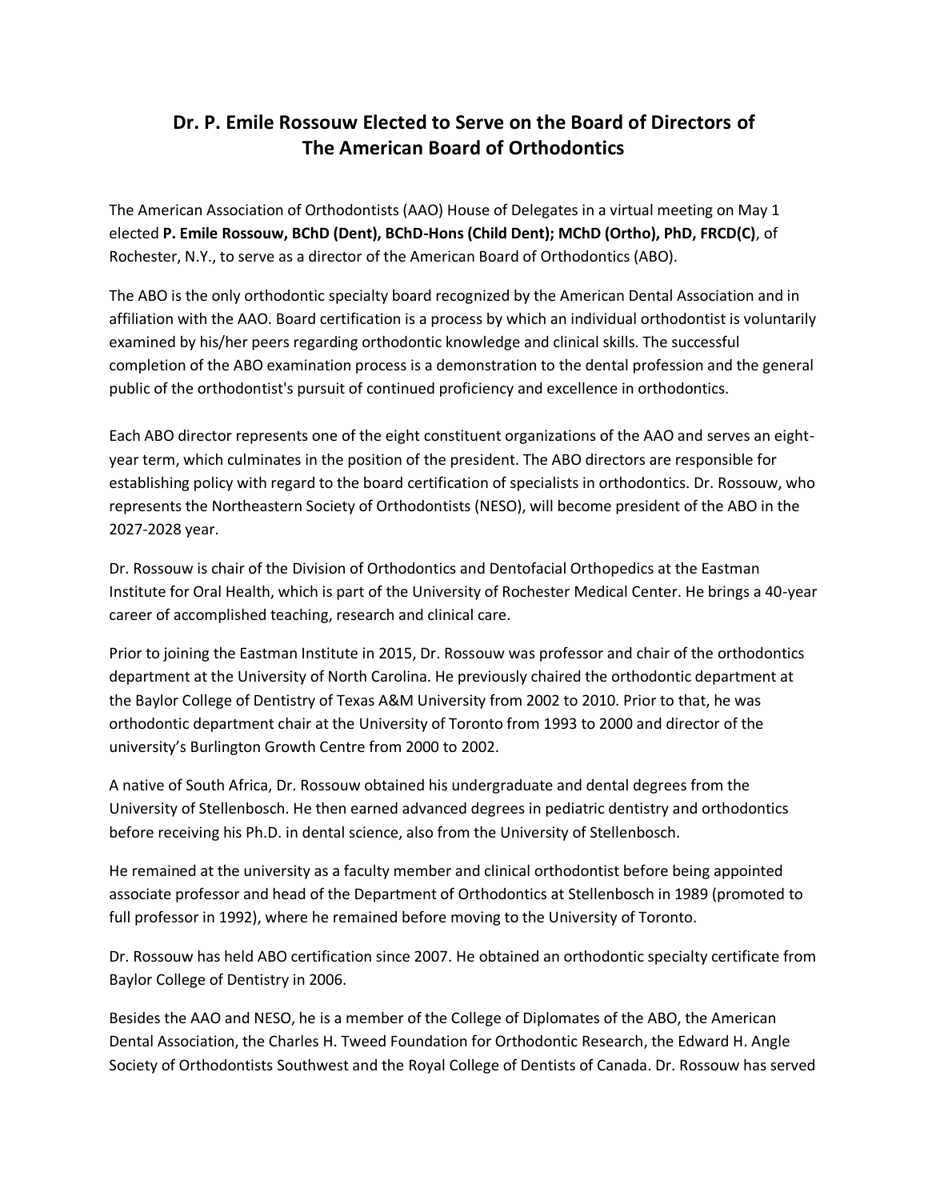# Dr. P. Emile Rossouw Elected to Serve on the Board of Directors of The American Board of Orthodontics

The American Association of Orthodontists (AAO) House of Delegates in a virtual meeting on May 1 elected **P. Emile Rossouw, BChD (Dent), BChD-Hons (Child Dent); MChD (Ortho), PhD, FRCD(C)**, of Rochester, N.Y., to serve as a director of the American Board of Orthodontics (ABO).

The ABO is the only orthodontic specialty board recognized by the American Dental Association and in affiliation with the AAO. Board certification is a process by which an individual orthodontist is voluntarily examined by his/her peers regarding orthodontic knowledge and clinical skills. The successful completion of the ABO examination process is a demonstration to the dental profession and the general public of the orthodontist's pursuit of continued proficiency and excellence in orthodontics.

Each ABO director represents one of the eight constituent organizations of the AAO and serves an eight-year term, which culminates in the position of the president. The ABO directors are responsible for establishing policy with regard to the board certification of specialists in orthodontics. Dr. Rossouw, who represents the Northeastern Society of Orthodontists (NESO), will become president of the ABO in the 2027-2028 year.

Dr. Rossouw is chair of the Division of Orthodontics and Dentofacial Orthopedics at the Eastman Institute for Oral Health, which is part of the University of Rochester Medical Center. He brings a 40-year career of accomplished teaching, research and clinical care.

Prior to joining the Eastman Institute in 2015, Dr. Rossouw was professor and chair of the orthodontics department at the University of North Carolina. He previously chaired the orthodontic department at the Baylor College of Dentistry of Texas A&M University from 2002 to 2010. Prior to that, he was orthodontic department chair at the University of Toronto from 1993 to 2000 and director of the university's Burlington Growth Centre from 2000 to 2002.

A native of South Africa, Dr. Rossouw obtained his undergraduate and dental degrees from the University of Stellenbosch. He then earned advanced degrees in pediatric dentistry and orthodontics before receiving his Ph.D. in dental science, also from the University of Stellenbosch.

He remained at the university as a faculty member and clinical orthodontist before being appointed associate professor and head of the Department of Orthodontics at Stellenbosch in 1989 (promoted to full professor in 1992), where he remained before moving to the University of Toronto.

Dr. Rossouw has held ABO certification since 2007. He obtained an orthodontic specialty certificate from Baylor College of Dentistry in 2006.

Besides the AAO and NESO, he is a member of the College of Diplomates of the ABO, the American Dental Association, the Charles H. Tweed Foundation for Orthodontic Research, the Edward H. Angle Society of Orthodontists Southwest and the Royal College of Dentists of Canada. Dr. Rossouw has served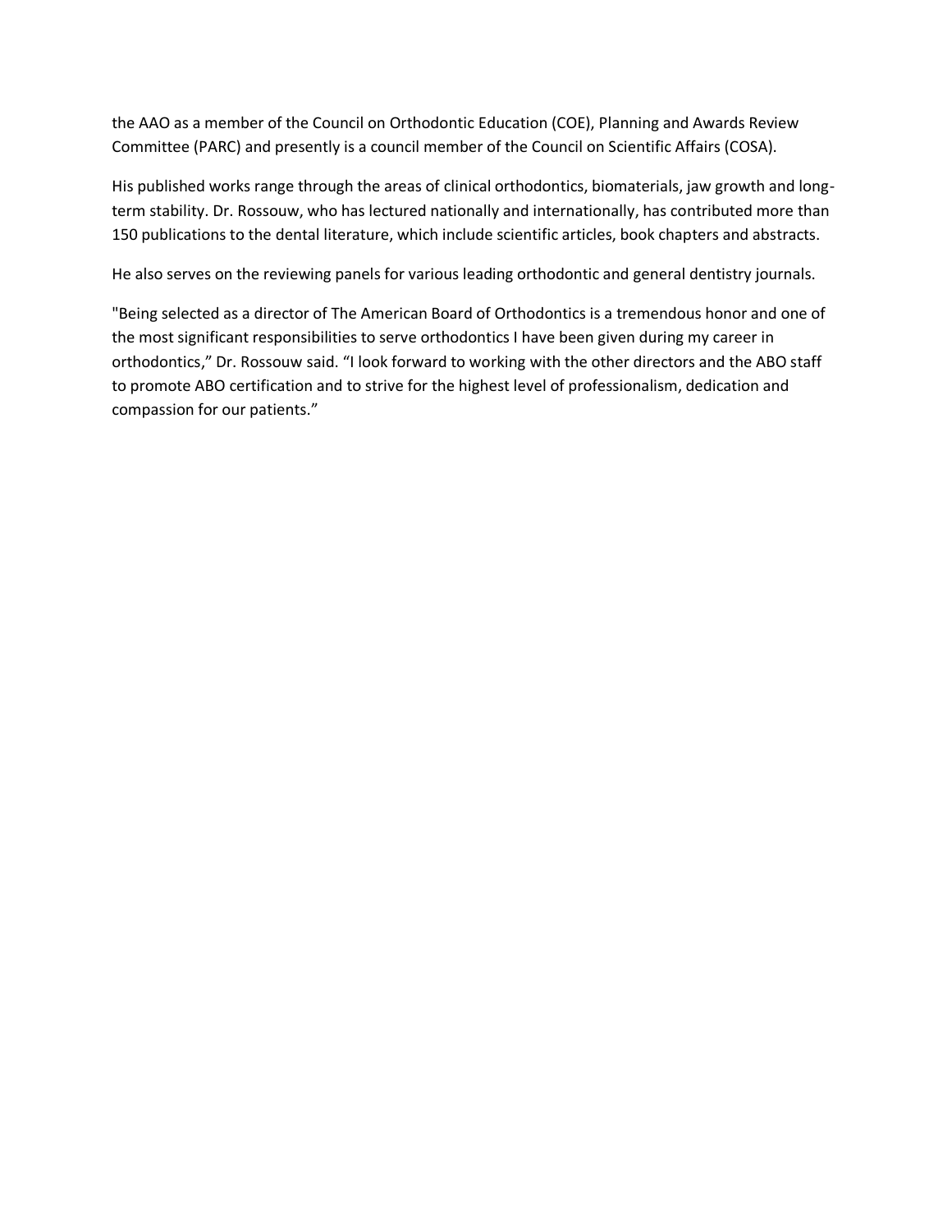the AAO as a member of the Council on Orthodontic Education (COE), Planning and Awards Review Committee (PARC) and presently is a council member of the Council on Scientific Affairs (COSA).

His published works range through the areas of clinical orthodontics, biomaterials, jaw growth and long-term stability. Dr. Rossouw, who has lectured nationally and internationally, has contributed more than 150 publications to the dental literature, which include scientific articles, book chapters and abstracts.

He also serves on the reviewing panels for various leading orthodontic and general dentistry journals.

"Being selected as a director of The American Board of Orthodontics is a tremendous honor and one of the most significant responsibilities to serve orthodontics I have been given during my career in orthodontics," Dr. Rossouw said. "I look forward to working with the other directors and the ABO staff to promote ABO certification and to strive for the highest level of professionalism, dedication and compassion for our patients."